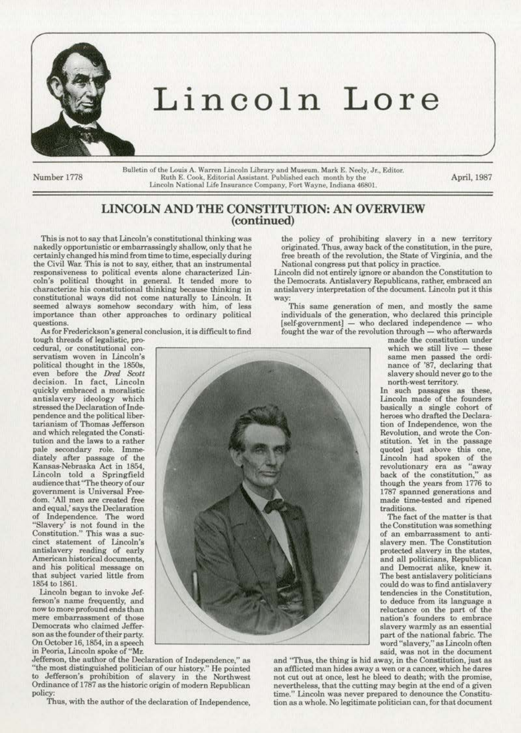# Lincoln Lore

Number 1778

Bulletin of the Louis A. Warren Lincoln Library and Museum. Mark E. Neely, Jr., Editor. Ruth E. Cook, Editorial Assistant. Published each month by the Lincoln National Life Insurance Company, Fort Wayne, Indiana 46801.

April, 1987

## LINCOLN AND THE CONSTITUTION: AN OVERVIEW (continued)

This is not to say that Lincoln's constitutional thinking was nakedly opportunistic or embarrassingly shallow, only that he certainly changed his mind from time to time, especially during the Civil War. This is not to say, either, that an instrumental responsiveness to political events alone characterized Lincoln's political thought in general. It tended more to characterize his constitutional thinking because thinking in constitutional ways did not come naturally to Lincoln. It seemed always somehow secondary with him, of less importance than other approaches to ordinary political questions.

As for Fredrickson's general conclusion, it is difficult to find tough threads of legalistic, procedural, or constitutional conservatism woven in Lincoln's political thought in the 1850s, even before the *Dred Scott* decision. In fact, Lincoln quickly embraced a moralistic antislavery ideology which stressed the Declaration of Independence and the political libertarianism of Thomas Jefferson and which relegated the Constitution and the laws to a rather pale secondary role. Immediately after passage of the Kansas-Nebraska Act in 1854, Lincoln told a Springfield audience that "The theory of our government is Universal Freedom. 'All men are created free and equal,' says the Declaration of Independence. The word "Slavery' is not found in the Constitution." This was a succinct statement of Lincoln's antislavery reading of early American historical documents, and his political message on that subject varied little from 1854 to 1861.

Lincoln began to invoke Jefferson's name frequently, and now to more profound ends than mere embarrassment of those Democrats who claimed Jefferson as the founder of their party. On October 16, 1854, in a speech in Peoria, Lincoln spoke of "Mr. Jefferson, the author of the Declaration of Independence," as "the most distinguished politician of our history." He pointed to Jefferson's prohibition of slavery in the Northwest Ordinance of 1787 as the historic origin of modern Republican policy:

> Thus, with the author of the declaration of Independence, the policy of prohibiting slavery in a new territory originated. Thus, away back of the constitution, in the pure, free breath of the revolution, the State of Virginia, and the National congress put that policy in practice.

Lincoln did not entirely ignore or abandon the Constitution to the Democrats. Antislavery Republicans, rather, embraced an antislavery interpretation of the document. Lincoln put it this way:

> This same generation of men, and mostly the same individuals of the generation, who declared this principle [self-government] — who declared independence — who fought the war of the revolution through — who afterwards made the constitution under which we still live — these same men passed the ordinance of '87, declaring that slavery should never go to the north-west territory.

In such passages as these, Lincoln made of the founders basically a single cohort of heroes who drafted the Declaration of Independence, won the Revolution, and wrote the Constitution. Yet in the passage quoted just above this one, Lincoln had spoken of the revolutionary era as "away back of the constitution," as though the years from 1776 to 1787 spanned generations and made time-tested and ripened traditions.

The fact of the matter is that the Constitution was something of an embarrassment to antislavery men. The Constitution protected slavery in the states, and all politicians, Republican and Democrat alike, knew it. The best antislavery politicians could do was to find antislavery tendencies in the Constitution, to deduce from its language a reluctance on the part of the nation's founders to embrace slavery warmly as an essential part of the national fabric. The word "slavery," as Lincoln often said, was not in the document and "Thus, the thing is hid away, in the Constitution, just as an afflicted man hides away a wen or a cancer, which he dares not cut out at once, lest he bleed to death; with the promise, nevertheless, that the cutting may begin at the end of a given time." Lincoln was never prepared to denounce the Constitution as a whole. No legitimate politician can, for that document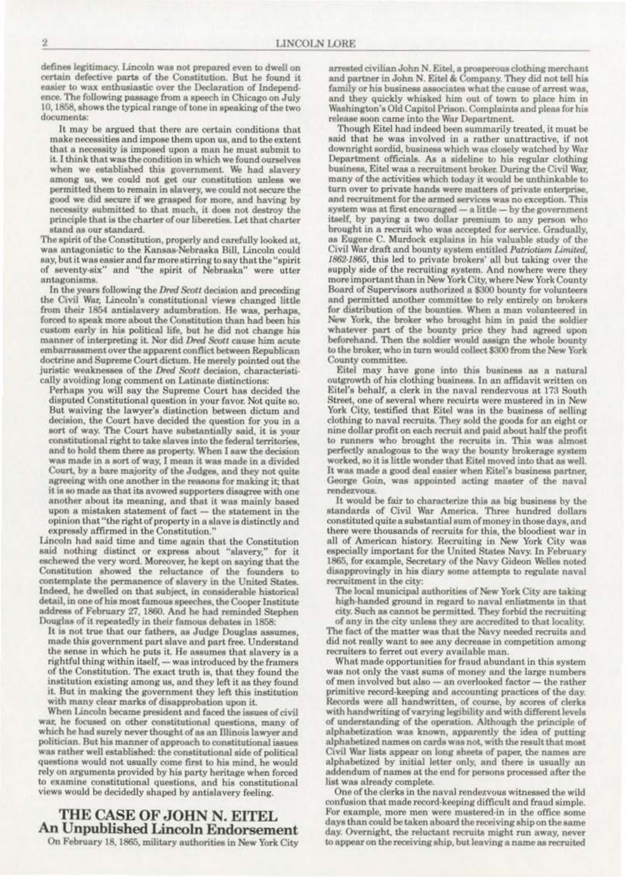defines legitimacy. Lincoln was not prepared even to dwell on certain defective parts of the Constitution. But he found it easier to wax enthusiastic over the Declaration of Independence. The following passage from a speech in Chicago on July 10, 1858, shows the typical range of tone in speaking of the two documents:

> It may be argued that there are certain conditions that make necessities and impose them upon us, and to the extent that a necessity is imposed upon a man he must submit to it. I think that was the condition in which we found ourselves when we established this government. We had slavery among us, we could not get our constitution unless we permitted them to remain in slavery, we could not secure the good we did secure if we grasped for more, and having by necessity submitted to that much, it does not destroy the principle that is the charter of our libereties. Let that charter stand as our standard.

The spirit of the Constitution, properly and carefully looked at, was antagonistic to the Kansas-Nebraska Bill, Lincoln could say, but it was easier and far more stirring to say that the "spirit of seventy-six" and "the spirit of Nebraska" were utter antagonisms.

In the years following the *Dred Scott* decision and preceding the Civil War, Lincoln's constitutional views changed little from their 1854 antislavery adumbration. He was, perhaps, forced to speak more about the Constitution than had been his custom early in his political life, but he did not change his manner of interpreting it. Nor did *Dred Scott* cause him acute embarrassment over the apparent conflict between Republican doctrine and Supreme Court dictum. He merely pointed out the juristic weaknesses of the *Dred Scott* decision, characteristically avoiding long comment on Latinate distinctions:

> Perhaps you will say the Supreme Court has decided the disputed Constitutional question in your favor. Not quite so. But waiving the lawyer's distinction between dictum and decision, the Court have decided the question for you in a sort of way. The Court have substantially said, it is your constitutional right to take slaves into the federal territories, and to hold them there as property. When I saw the decision was made in a sort of way, I mean it was made in a divided Court, by a bare majority of the Judges, and they not quite agreeing with one another in the reasons for making it; that it is so made as that its avowed supporters disagree with one another about its meaning, and that it was mainly based upon a mistaken statement of fact — the statement in the opinion that "the right of property in a slave is distinctly and expressly affirmed in the Constitution."

Lincoln had said time and time again that the Constitution said nothing distinct or express about "slavery," for it eschewed the very word. Moreover, he kept on saying that the Constitution showed the reluctance of the founders to contemplate the permanence of slavery in the United States. Indeed, he dwelled on that subject, in considerable historical detail, in one of his most famous speeches, the Cooper Institute address of February 27, 1860. And he had reminded Stephen Douglas of it repeatedly in their famous debates in 1858:

> It is not true that our fathers, as Judge Douglas assumes, made this government part slave and part free. Understand the sense in which he puts it. He assumes that slavery is a rightful thing within itself, — was introduced by the framers of the Constitution. The exact truth is, that they found the institution existing among us, and they left it as they found it. But in making the government they left this institution with many clear marks of disapprobation upon it.

When Lincoln became president and faced the issues of civil war, he focused on other constitutional questions, many of which he had surely never thought of as an Illinois lawyer and politician. But his manner of approach to constitutional issues was rather well established: the constitutional side of political questions would not usually come first to his mind, he would rely on arguments provided by his party heritage when forced to examine constitutional questions, and his constitutional views would be decidedly shaped by antislavery feeling.

## THE CASE OF JOHN N. EITEL
## An Unpublished Lincoln Endorsement

On February 18, 1865, military authorities in New York City arrested civilian John N. Eitel, a prosperous clothing merchant and partner in John N. Eitel & Company. They did not tell his family or his business associates what the cause of arrest was, and they quickly whisked him out of town to place him in Washington's Old Capitol Prison. Complaints and pleas for his release soon came into the War Department.

Though Eitel had indeed been summarily treated, it must be said that he was involved in a rather unattractive, if not downright sordid, business which was closely watched by War Department officials. As a sideline to his regular clothing business, Eitel was a recruitment broker. During the Civil War, many of the activities which today it would be unthinkable to turn over to private hands were matters of private enterprise, and recruitment for the armed services was no exception. This system was at first encouraged — a little — by the government itself, by paying a two dollar premium to any person who brought in a recruit who was accepted for service. Gradually, as Eugene C. Murdock explains in his valuable study of the Civil War draft and bounty system entitled *Patriotism Limited, 1862-1865*, this led to private brokers' all but taking over the supply side of the recruiting system. And nowhere were they more important than in New York City, where New York County Board of Supervisors authorized a $300 bounty for volunteers and permitted another committee to rely entirely on brokers for distribution of the bounties. When a man volunteered in New York, the broker who brought him in paid the soldier whatever part of the bounty price they had agreed upon beforehand. Then the soldier would assign the whole bounty to the broker, who in turn would collect $300 from the New York County committee.

Eitel may have gone into this business as a natural outgrowth of his clothing business. In an affidavit written on Eitel's behalf, a clerk in the naval rendezvous at 173 South Street, one of several where recuirts were mustered in in New York City, testified that Eitel was in the business of selling clothing to naval recruits. They sold the goods for an eight or nine dollar profit on each recruit and paid about half the profit to runners who brought the recruits in. This was almost perfectly analogous to the way the bounty brokerage system worked, so it is little wonder that Eitel moved into that as well. It was made a good deal easier when Eitel's business partner, George Goin, was appointed acting master of the naval rendezvous.

It would be fair to characterize this as big business by the standards of Civil War America. Three hundred dollars constituted quite a substantial sum of money in those days, and there were thousands of recruits for this, the bloodiest war in all of American history. Recruiting in New York City was especially important for the United States Navy. In February 1865, for example, Secretary of the Navy Gideon Welles noted disapprovingly in his diary some attempts to regulate naval recruitment in the city:

> The local municipal authorities of New York City are taking high-handed ground in regard to naval enlistments in that city. Such as cannot be permitted. They forbid the recruiting of any in the city unless they are accredited to that locality.

The fact of the matter was that the Navy needed recruits and did not really want to see any decrease in competition among recruiters to ferret out every available man.

What made opportunities for fraud abundant in this system was not only the vast sums of money and the large numbers of men involved but also — an overlooked factor — the rather primitive record-keeping and accounting practices of the day. Records were all handwritten, of course, by scores of clerks with handwriting of varying legibility and with different levels of understanding of the operation. Although the principle of alphabetization was known, apparently the idea of putting alphabetized names on cards was not, with the result that most Civil War lists appear on long sheets of paper, the names are alphabetized by initial letter only, and there is usually an addendum of names at the end for persons processed after the list was already complete.

One of the clerks in the naval rendezvous witnessed the wild confusion that made record-keeping difficult and fraud simple. For example, more men were mustered-in in the office some days than could be taken aboard the receiving ship on the same day. Overnight, the reluctant recruits might run away, never to appear on the receiving ship, but leaving a name as recruited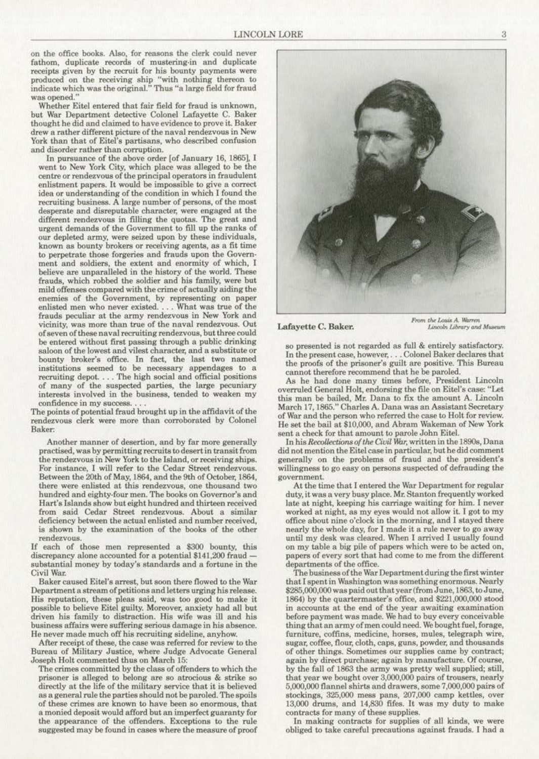on the office books. Also, for reasons the clerk could never fathom, duplicate records of mustering-in and duplicate receipts given by the recruit for his bounty payments were produced on the receiving ship "with nothing thereon to indicate which was the original." Thus "a large field for fraud was opened."

Whether Eitel entered that fair field for fraud is unknown, but War Department detective Colonel Lafayette C. Baker thought he did and claimed to have evidence to prove it. Baker drew a rather different picture of the naval rendezvous in New York than that of Eitel's partisans, who described confusion and disorder rather than corruption.

> In pursuance of the above order [of January 16, 1865], I went to New York City, which place was alleged to be the centre or rendezvous of the principal operators in fraudulent enlistment papers. It would be impossible to give a correct idea or understanding of the condition in which I found the recruiting business. A large number of persons, of the most desperate and disreputable character, were engaged at the different rendezvous in filling the quotas. The great and urgent demands of the Government to fill up the ranks of our depleted army, were seized upon by these individuals, known as bounty brokers or receiving agents, as a fit time to perpetrate those forgeries and frauds upon the Government and soldiers, the extent and enormity of which, I believe are unparalleled in the history of the world. These frauds, which robbed the soldier and his family, were but mild offenses compared with the crime of actually aiding the enemies of the Government, by representing on paper enlisted men who never existed. . . . What was true of the frauds peculiar at the army rendezvous in New York and vicinity, was more than true of the naval rendezvous. Out of seven of these naval recruiting rendezvous, but three could be entered without first passing through a public drinking saloon of the lowest and vilest character, and a substitute or bounty broker's office. In fact, the last two named institutions seemed to be necessary appendages to a recruiting depot. . . . The high social and official positions of many of the suspected parties, the large pecuniary interests involved in the business, tended to weaken my confidence in my success. . . .

The points of potential fraud brought up in the affidavit of the rendezvous clerk were more than corroborated by Colonel Baker:

> Another manner of desertion, and by far more generally practised, was by permitting recruits to desert in transit from the rendezvous in New York to the Island, or receiving ships. For instance, I will refer to the Cedar Street rendezvous. Between the 20th of May, 1864, and the 9th of October, 1864, there were enlisted at this rendezvous, one thousand two hundred and eighty-four men. The books on Governor's and Hart's Islands show but eight hundred and thirteen received from said Cedar Street rendezvous. About a similar deficiency between the actual enlisted and number received, is shown by the examination of the books of the other rendezvous.

If each of those men represented a $300 bounty, this discrepancy alone accounted for a potential $141,200 fraud — substantial money by today's standards and a fortune in the Civil War.

Baker caused Eitel's arrest, but soon there flowed to the War Department a stream of petitions and letters urging his release. His reputation, these pleas said, was too good to make it possible to believe Eitel guilty. Moreover, anxiety had all but driven his family to distraction. His wife was ill and his business affairs were suffering serious damage in his absence. He never made much off his recruiting sideline, anyhow.

After receipt of these, the case was referred for review to the Bureau of Military Justice, where Judge Advocate General Joseph Holt commented thus on March 15:

> The crimes committed by the class of offenders to which the prisoner is alleged to belong are so atrocious & strike so directly at the life of the military service that it is believed as a general rule the parties should not be paroled. The spoils of these crimes are known to have been so enormous, that a monied deposit would afford but an imperfect guaranty for the appearance of the offenders. Exceptions to the rule suggested may be found in cases where the measure of proof so presented is not regarded as full & entirely satisfactory. In the present case, however, . . . Colonel Baker declares that the proofs of the prisoner's guilt are positive. This Bureau cannot therefore recommend that he be paroled.

Lafayette C. Baker. *From the Louis A. Warren Lincoln Library and Museum*

As he had done many times before, President Lincoln overruled General Holt, endorsing the file on Eitel's case: "Let this man be bailed, Mr. Dana to fix the amount A. Lincoln March 17, 1865." Charles A. Dana was an Assistant Secretary of War and the person who referred the case to Holt for review. He set the bail at $10,000, and Abram Wakeman of New York sent a check for that amount to parole John Eitel.

In his *Recollections of the Civil War*, written in the 1890s, Dana did not mention the Eitel case in particular, but he did comment generally on the problems of fraud and the president's willingness to go easy on persons suspected of defrauding the government.

> At the time that I entered the War Department for regular duty, it was a very busy place. Mr. Stanton frequently worked late at night, keeping his carriage waiting for him. I never worked at night, as my eyes would not allow it. I got to my office about nine o'clock in the morning, and I stayed there nearly the whole day, for I made it a rule never to go away until my desk was cleared. When I arrived I usually found on my table a big pile of papers which were to be acted on, papers of every sort that had come to me from the different departments of the office.
>
> The business of the War Department during the first winter that I spent in Washington was something enormous. Nearly $285,000,000 was paid out that year (from June, 1863, to June, 1864) by the quartermaster's office, and $221,000,000 stood in accounts at the end of the year awaiting examination before payment was made. We had to buy every conceivable thing that an army of men could need. We bought fuel, forage, furniture, coffins, medicine, horses, mules, telegraph wire, sugar, coffee, flour, cloth, caps, guns, powder, and thousands of other things. Sometimes our supplies came by contract; again by direct purchase; again by manufacture. Of course, by the fall of 1863 the army was pretty well supplied; still, that year we bought over 3,000,000 pairs of trousers, nearly 5,000,000 flannel shirts and drawers, some 7,000,000 pairs of stockings, 325,000 mess pans, 207,000 camp kettles, over 13,000 drums, and 14,830 fifes. It was my duty to make contracts for many of these supplies.
>
> In making contracts for supplies of all kinds, we were obliged to take careful precautions against frauds. I had a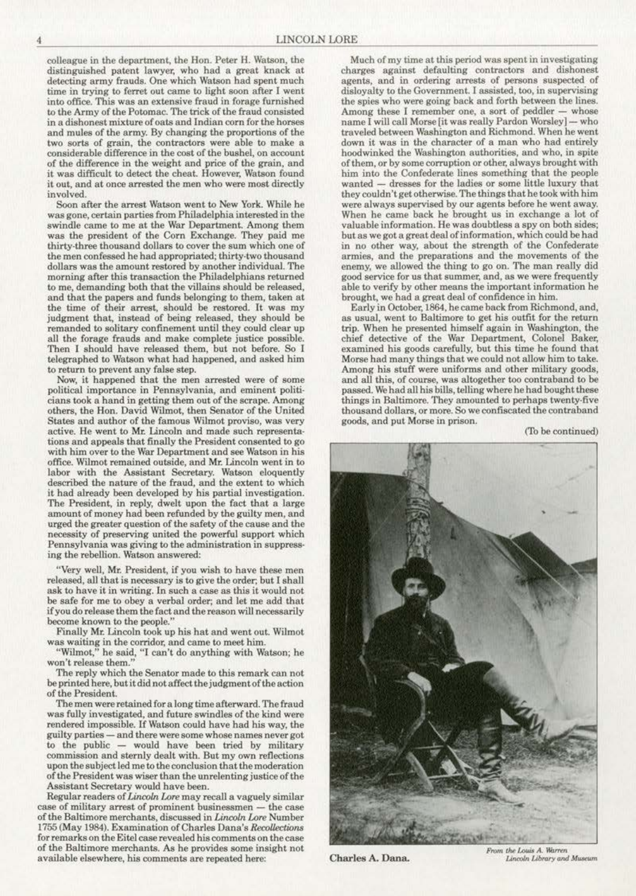colleague in the department, the Hon. Peter H. Watson, the distinguished patent lawyer, who had a great knack at detecting army frauds. One which Watson had spent much time in trying to ferret out came to light soon after I went into office. This was an extensive fraud in forage furnished to the Army of the Potomac. The trick of the fraud consisted in a dishonest mixture of oats and Indian corn for the horses and mules of the army. By changing the proportions of the two sorts of grain, the contractors were able to make a considerable difference in the cost of the bushel, on account of the difference in the weight and price of the grain, and it was difficult to detect the cheat. However, Watson found it out, and at once arrested the men who were most directly involved.

Soon after the arrest Watson went to New York. While he was gone, certain parties from Philadelphia interested in the swindle came to me at the War Department. Among them was the president of the Corn Exchange. They paid me thirty-three thousand dollars to cover the sum which one of the men confessed he had appropriated; thirty-two thousand dollars was the amount restored by another individual. The morning after this transaction the Philadelphians returned to me, demanding both that the villains should be released, and that the papers and funds belonging to them, taken at the time of their arrest, should be restored. It was my judgment that, instead of being released, they should be remanded to solitary confinement until they could clear up all the forage frauds and make complete justice possible. Then I should have released them, but not before. So I telegraphed to Watson what had happened, and asked him to return to prevent any false step.

Now, it happened that the men arrested were of some political importance in Pennsylvania, and eminent politicians took a hand in getting them out of the scrape. Among others, the Hon. David Wilmot, then Senator of the United States and author of the famous Wilmot proviso, was very active. He went to Mr. Lincoln and made such representations and appeals that finally the President consented to go with him over to the War Department and see Watson in his office. Wilmot remained outside, and Mr. Lincoln went in to labor with the Assistant Secretary. Watson eloquently described the nature of the fraud, and the extent to which it had already been developed by his partial investigation. The President, in reply, dwelt upon the fact that a large amount of money had been refunded by the guilty men, and urged the greater question of the safety of the cause and the necessity of preserving united the powerful support which Pennsylvania was giving to the administration in suppressing the rebellion. Watson answered:

"Very well, Mr. President, if you wish to have these men released, all that is necessary is to give the order; but I shall ask to have it in writing. In such a case as this it would not be safe for me to obey a verbal order; and let me add that if you do release them the fact and the reason will necessarily become known to the people."

Finally Mr. Lincoln took up his hat and went out. Wilmot was waiting in the corridor, and came to meet him.

"Wilmot," he said, "I can't do anything with Watson; he won't release them."

The reply which the Senator made to this remark can not be printed here, but it did not affect the judgment of the action of the President.

The men were retained for a long time afterward. The fraud was fully investigated, and future swindles of the kind were rendered impossible. If Watson could have had his way, the guilty parties — and there were some whose names never got to the public — would have been tried by military commission and sternly dealt with. But my own reflections upon the subject led me to the conclusion that the moderation of the President was wiser than the unrelenting justice of the Assistant Secretary would have been.

Regular readers of *Lincoln Lore* may recall a vaguely similar case of military arrest of prominent businessmen — the case of the Baltimore merchants, discussed in *Lincoln Lore* Number 1755 (May 1984). Examination of Charles Dana's *Recollections* for remarks on the Eitel case revealed his comments on the case of the Baltimore merchants. As he provides some insight not available elsewhere, his comments are repeated here:

Much of my time at this period was spent in investigating charges against defaulting contractors and dishonest agents, and in ordering arrests of persons suspected of disloyalty to the Government. I assisted, too, in supervising the spies who were going back and forth between the lines. Among these I remember one, a sort of peddler — whose name I will call Morse [it was really Pardon Worsley] — who traveled between Washington and Richmond. When he went down it was in the character of a man who had entirely hoodwinked the Washington authorities, and who, in spite of them, or by some corruption or other, always brought with him into the Confederate lines something that the people wanted — dresses for the ladies or some little luxury that they couldn't get otherwise. The things that he took with him were always supervised by our agents before he went away. When he came back he brought us in exchange a lot of valuable information. He was doubtless a spy on both sides; but as we got a great deal of information, which could be had in no other way, about the strength of the Confederate armies, and the preparations and the movements of the enemy, we allowed the thing to go on. The man really did good service for us that summer, and, as we were frequently able to verify by other means the important information he brought, we had a great deal of confidence in him.

Early in October, 1864, he came back from Richmond, and, as usual, went to Baltimore to get his outfit for the return trip. When he presented himself again in Washington, the chief detective of the War Department, Colonel Baker, examined his goods carefully, but this time he found that Morse had many things that we could not allow him to take. Among his stuff were uniforms and other military goods, and all this, of course, was altogether too contraband to be passed. We had all his bills, telling where he had bought these things in Baltimore. They amounted to perhaps twenty-five thousand dollars, or more. So we confiscated the contraband goods, and put Morse in prison.

(To be continued)

**Charles A. Dana.**

*From the Louis A. Warren Lincoln Library and Museum*